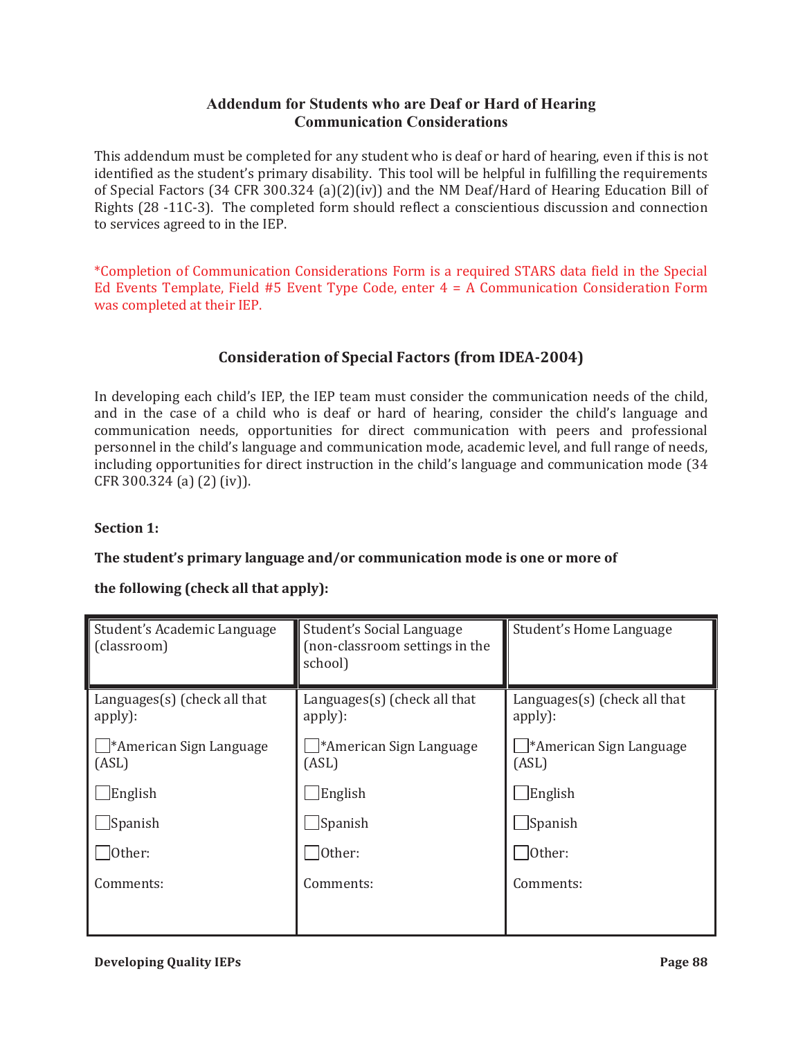## Addendum for Students who are Deaf or Hard of Hearing
## Communication Considerations

This addendum must be completed for any student who is deaf or hard of hearing, even if this is not identified as the student's primary disability. This tool will be helpful in fulfilling the requirements of Special Factors (34 CFR 300.324 (a)(2)(iv)) and the NM Deaf/Hard of Hearing Education Bill of Rights (28 -11C-3). The completed form should reflect a conscientious discussion and connection to services agreed to in the IEP.

*Completion of Communication Considerations Form is a required STARS data field in the Special Ed Events Template, Field #5 Event Type Code, enter 4 = A Communication Consideration Form was completed at their IEP.

### Consideration of Special Factors (from IDEA-2004)

In developing each child's IEP, the IEP team must consider the communication needs of the child, and in the case of a child who is deaf or hard of hearing, consider the child's language and communication needs, opportunities for direct communication with peers and professional personnel in the child's language and communication mode, academic level, and full range of needs, including opportunities for direct instruction in the child's language and communication mode (34 CFR 300.324 (a) (2) (iv)).

**Section 1:**

**The student's primary language and/or communication mode is one or more of**

**the following (check all that apply):**

| Student's Academic Language (classroom) | Student's Social Language (non-classroom settings in the school) | Student's Home Language |
|---|---|---|
| Languages(s) (check all that apply):<br>☐ *American Sign Language (ASL)<br>☐ English<br>☐ Spanish<br>☐ Other:<br>Comments: | Languages(s) (check all that apply):<br>☐ *American Sign Language (ASL)<br>☐ English<br>☐ Spanish<br>☐ Other:<br>Comments: | Languages(s) (check all that apply):<br>☐ *American Sign Language (ASL)<br>☐ English<br>☐ Spanish<br>☐ Other:<br>Comments: |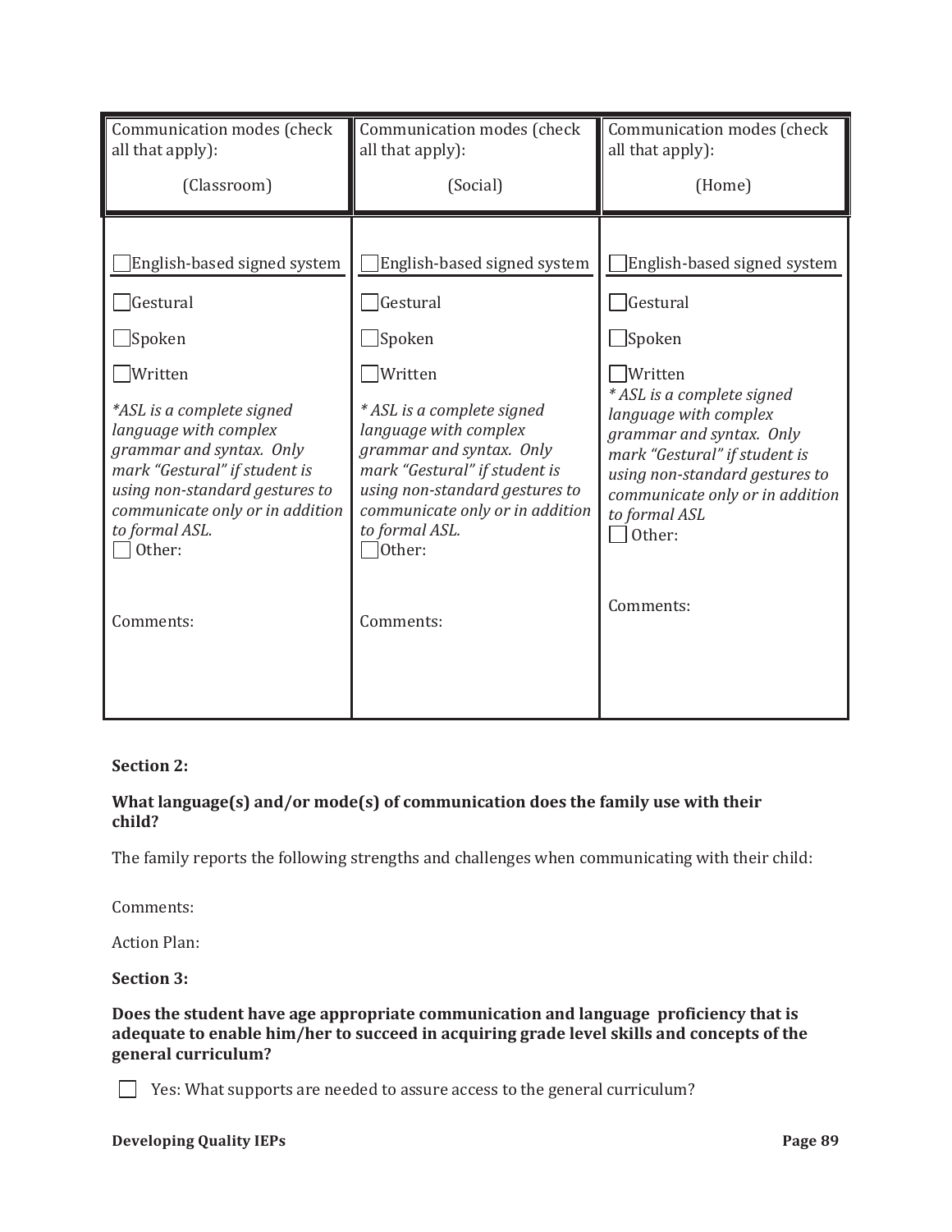| Communication modes (check all that apply): (Classroom) | Communication modes (check all that apply): (Social) | Communication modes (check all that apply): (Home) |
|---|---|---|
| ☐ English-based signed system<br>☐ Gestural<br>☐ Spoken<br>☐ Written<br>*\*ASL is a complete signed language with complex grammar and syntax. Only mark "Gestural" if student is using non-standard gestures to communicate only or in addition to formal ASL.*<br>☐ Other:<br><br>Comments: | ☐ English-based signed system<br>☐ Gestural<br>☐ Spoken<br>☐ Written<br>*\* ASL is a complete signed language with complex grammar and syntax. Only mark "Gestural" if student is using non-standard gestures to communicate only or in addition to formal ASL.*<br>☐ Other:<br><br>Comments: | ☐ English-based signed system<br>☐ Gestural<br>☐ Spoken<br>☐ Written<br>*\* ASL is a complete signed language with complex grammar and syntax. Only mark "Gestural" if student is using non-standard gestures to communicate only or in addition to formal ASL*<br>☐ Other:<br><br>Comments: |

**Section 2:**

**What language(s) and/or mode(s) of communication does the family use with their child?**

The family reports the following strengths and challenges when communicating with their child:

Comments:

Action Plan:

**Section 3:**

**Does the student have age appropriate communication and language proficiency that is adequate to enable him/her to succeed in acquiring grade level skills and concepts of the general curriculum?**

☐ Yes: What supports are needed to assure access to the general curriculum?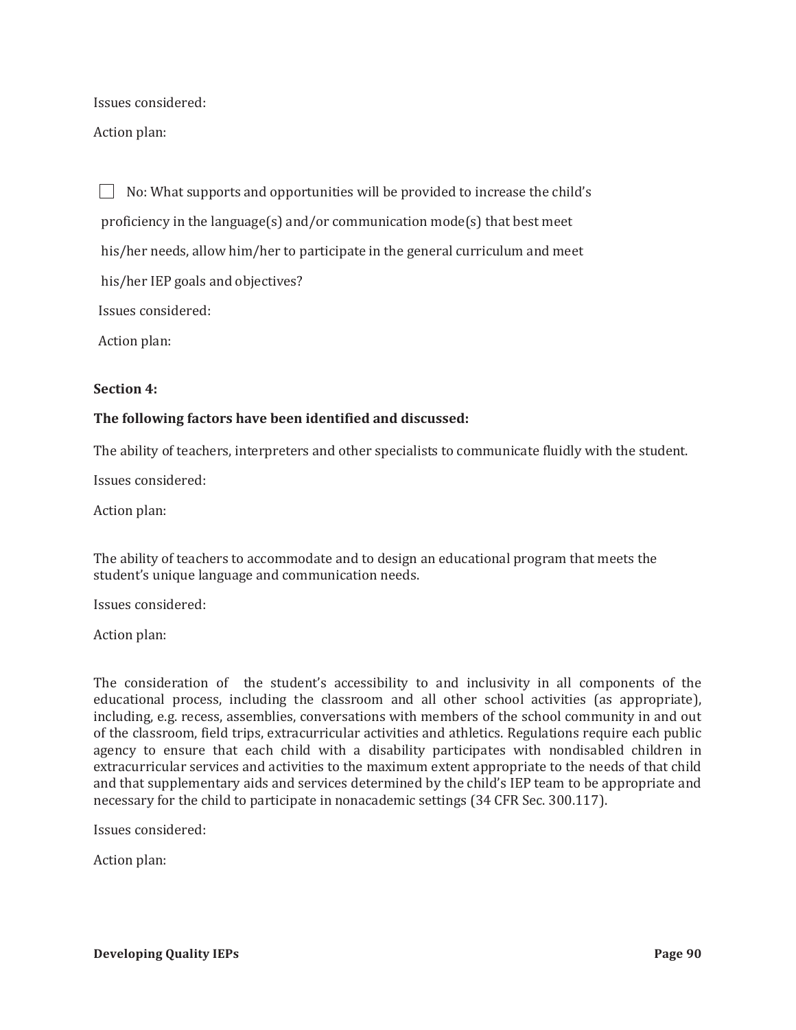Issues considered:

Action plan:

☐ No: What supports and opportunities will be provided to increase the child's proficiency in the language(s) and/or communication mode(s) that best meet his/her needs, allow him/her to participate in the general curriculum and meet his/her IEP goals and objectives?

Issues considered:

Action plan:

**Section 4:**

**The following factors have been identified and discussed:**

The ability of teachers, interpreters and other specialists to communicate fluidly with the student.

Issues considered:

Action plan:

The ability of teachers to accommodate and to design an educational program that meets the student's unique language and communication needs.

Issues considered:

Action plan:

The consideration of the student's accessibility to and inclusivity in all components of the educational process, including the classroom and all other school activities (as appropriate), including, e.g. recess, assemblies, conversations with members of the school community in and out of the classroom, field trips, extracurricular activities and athletics. Regulations require each public agency to ensure that each child with a disability participates with nondisabled children in extracurricular services and activities to the maximum extent appropriate to the needs of that child and that supplementary aids and services determined by the child's IEP team to be appropriate and necessary for the child to participate in nonacademic settings (34 CFR Sec. 300.117).

Issues considered:

Action plan: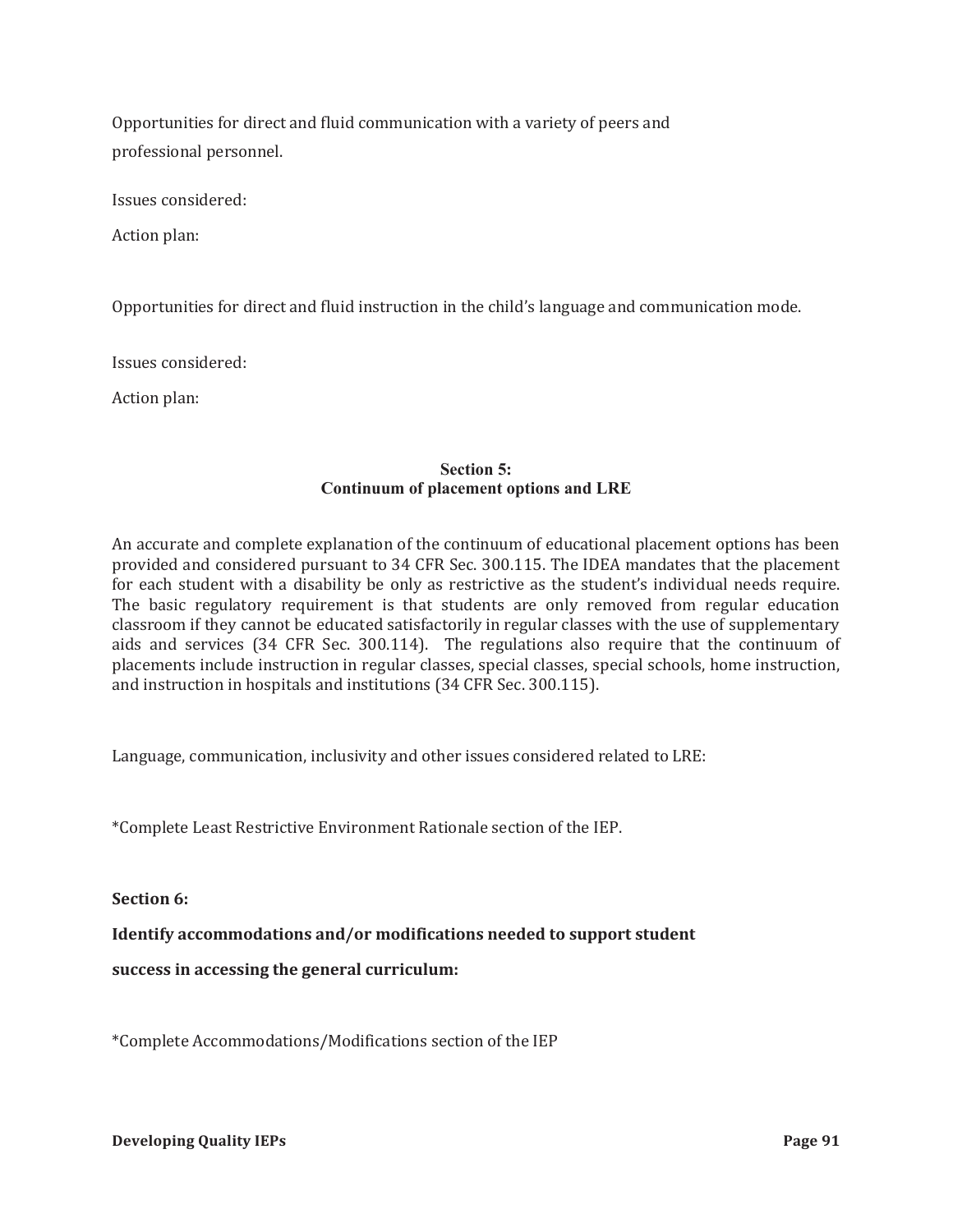Opportunities for direct and fluid communication with a variety of peers and professional personnel.

Issues considered:

Action plan:

Opportunities for direct and fluid instruction in the child's language and communication mode.

Issues considered:

Action plan:

## Section 5:
## Continuum of placement options and LRE

An accurate and complete explanation of the continuum of educational placement options has been provided and considered pursuant to 34 CFR Sec. 300.115. The IDEA mandates that the placement for each student with a disability be only as restrictive as the student's individual needs require. The basic regulatory requirement is that students are only removed from regular education classroom if they cannot be educated satisfactorily in regular classes with the use of supplementary aids and services (34 CFR Sec. 300.114). The regulations also require that the continuum of placements include instruction in regular classes, special classes, special schools, home instruction, and instruction in hospitals and institutions (34 CFR Sec. 300.115).

Language, communication, inclusivity and other issues considered related to LRE:

*Complete Least Restrictive Environment Rationale section of the IEP.

**Section 6:**

**Identify accommodations and/or modifications needed to support student success in accessing the general curriculum:**

*Complete Accommodations/Modifications section of the IEP